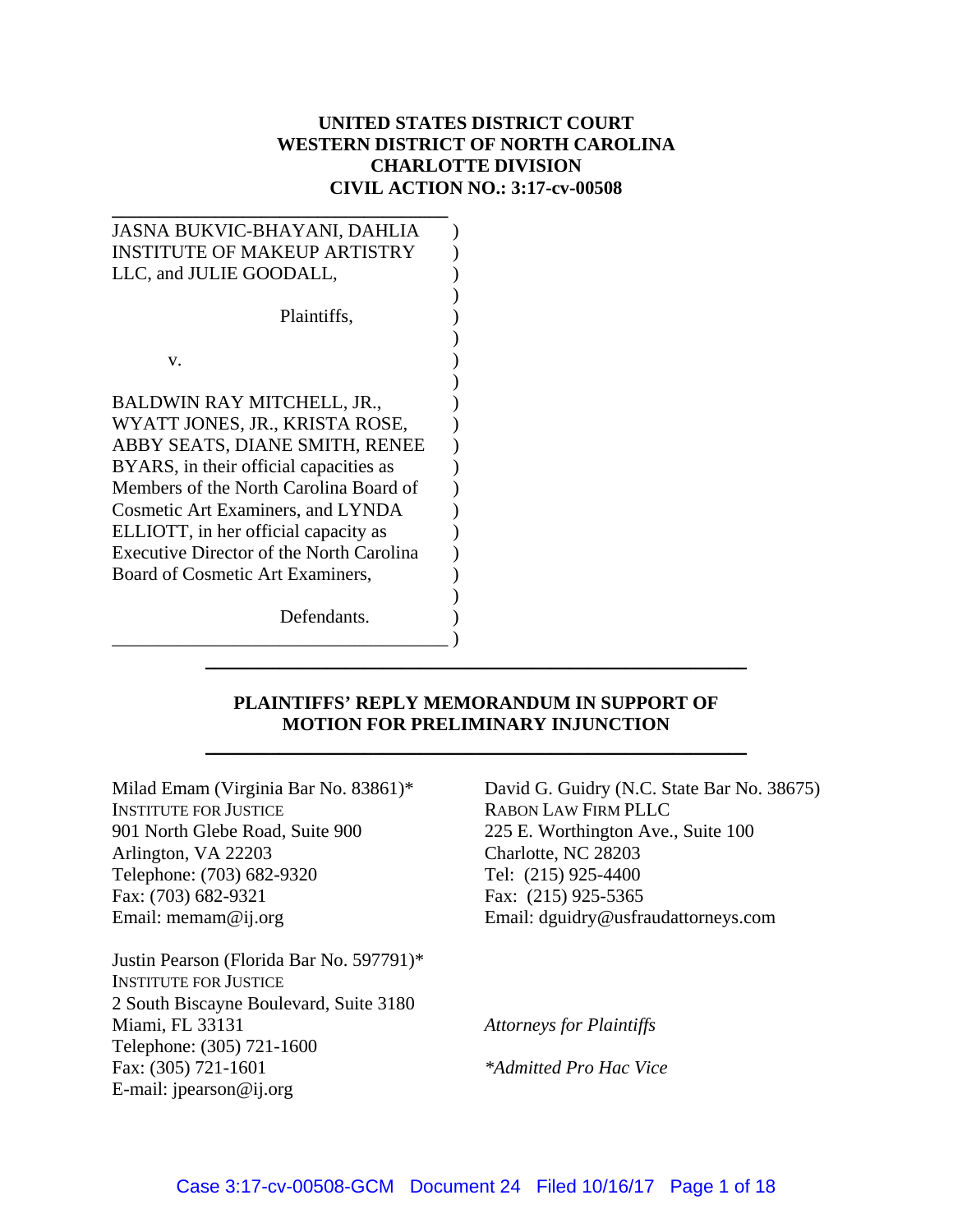**UNITED STATES DISTRICT COURT**
**WESTERN DISTRICT OF NORTH CAROLINA**
**CHARLOTTE DIVISION**
**CIVIL ACTION NO.: 3:17-cv-00508**

JASNA BUKVIC-BHAYANI, DAHLIA INSTITUTE OF MAKEUP ARTISTRY LLC, and JULIE GOODALL,

Plaintiffs,

v.

BALDWIN RAY MITCHELL, JR., WYATT JONES, JR., KRISTA ROSE, ABBY SEATS, DIANE SMITH, RENEE BYARS, in their official capacities as Members of the North Carolina Board of Cosmetic Art Examiners, and LYNDA ELLIOTT, in her official capacity as Executive Director of the North Carolina Board of Cosmetic Art Examiners,

Defendants.

---

**PLAINTIFFS' REPLY MEMORANDUM IN SUPPORT OF MOTION FOR PRELIMINARY INJUNCTION**

---

Milad Emam (Virginia Bar No. 83861)*
INSTITUTE FOR JUSTICE
901 North Glebe Road, Suite 900
Arlington, VA 22203
Telephone: (703) 682-9320
Fax: (703) 682-9321
Email: memam@ij.org

Justin Pearson (Florida Bar No. 597791)*
INSTITUTE FOR JUSTICE
2 South Biscayne Boulevard, Suite 3180
Miami, FL 33131
Telephone: (305) 721-1600
Fax: (305) 721-1601
E-mail: jpearson@ij.org

David G. Guidry (N.C. State Bar No. 38675)
RABON LAW FIRM PLLC
225 E. Worthington Ave., Suite 100
Charlotte, NC 28203
Tel: (215) 925-4400
Fax: (215) 925-5365
Email: dguidry@usfraudattorneys.com

*Attorneys for Plaintiffs*

**Admitted Pro Hac Vice*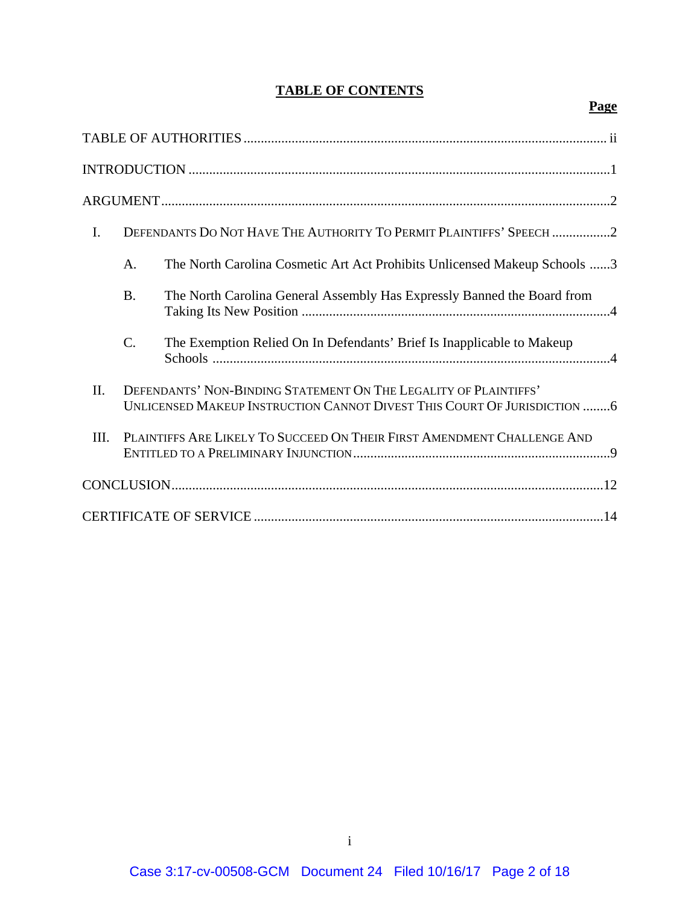# TABLE OF CONTENTS

**Page**

TABLE OF AUTHORITIES ........................................................................................................ ii

INTRODUCTION .........................................................................................................................1

ARGUMENT.................................................................................................................................2

I. DEFENDANTS DO NOT HAVE THE AUTHORITY TO PERMIT PLAINTIFFS' SPEECH .................2

   A. The North Carolina Cosmetic Art Act Prohibits Unlicensed Makeup Schools ......3

   B. The North Carolina General Assembly Has Expressly Banned the Board from Taking Its New Position .........................................................................................4

   C. The Exemption Relied On In Defendants' Brief Is Inapplicable to Makeup Schools ...................................................................................................................4

II. DEFENDANTS' NON-BINDING STATEMENT ON THE LEGALITY OF PLAINTIFFS' UNLICENSED MAKEUP INSTRUCTION CANNOT DIVEST THIS COURT OF JURISDICTION ........6

III. PLAINTIFFS ARE LIKELY TO SUCCEED ON THEIR FIRST AMENDMENT CHALLENGE AND ENTITLED TO A PRELIMINARY INJUNCTION..........................................................................9

CONCLUSION............................................................................................................................12

CERTIFICATE OF SERVICE ....................................................................................................14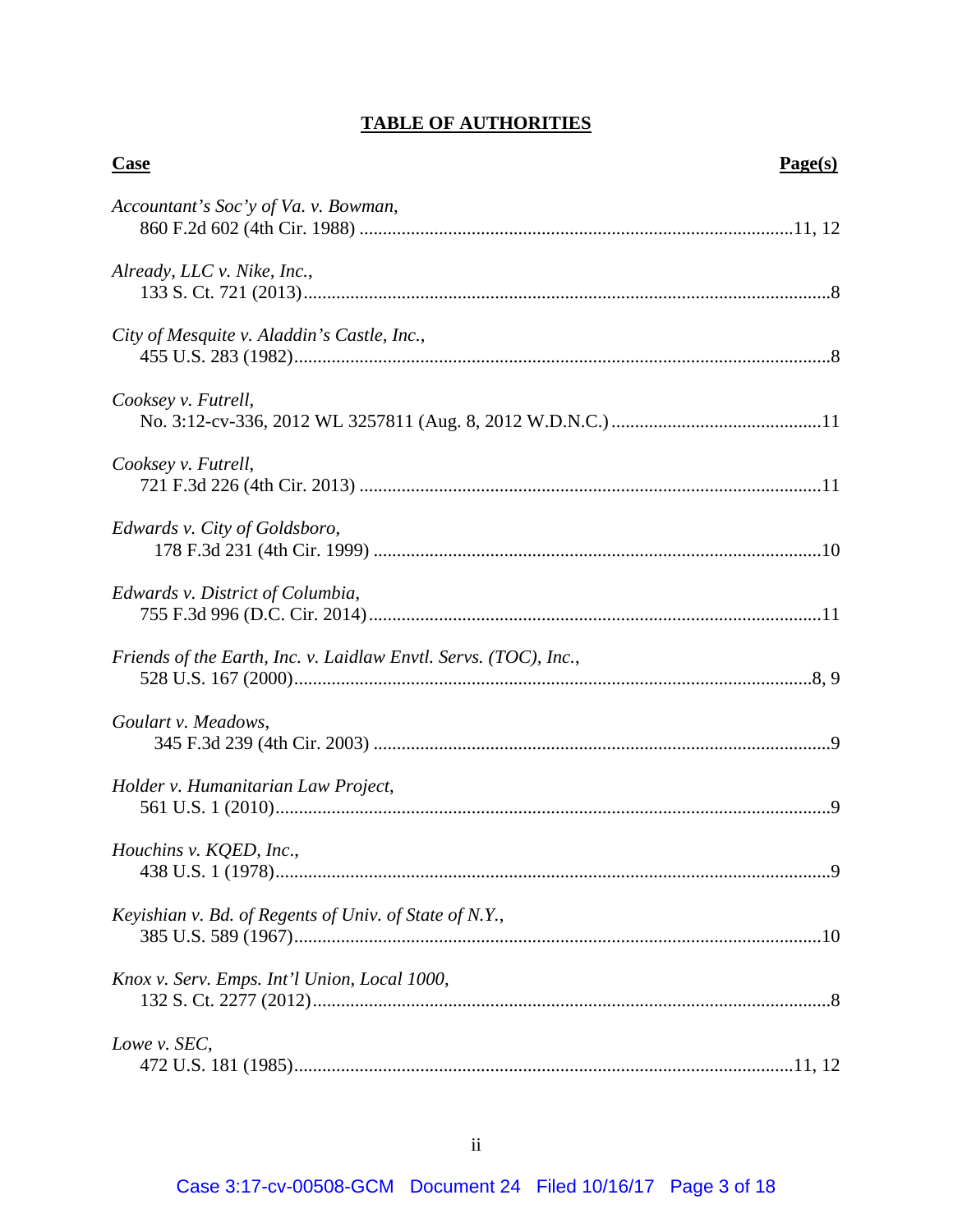# TABLE OF AUTHORITIES

| **Case** | **Page(s)** |
|---|---|
| *Accountant's Soc'y of Va. v. Bowman*, 860 F.2d 602 (4th Cir. 1988) | 11, 12 |
| *Already, LLC v. Nike, Inc.*, 133 S. Ct. 721 (2013) | 8 |
| *City of Mesquite v. Aladdin's Castle, Inc.*, 455 U.S. 283 (1982) | 8 |
| *Cooksey v. Futrell*, No. 3:12-cv-336, 2012 WL 3257811 (Aug. 8, 2012 W.D.N.C.) | 11 |
| *Cooksey v. Futrell*, 721 F.3d 226 (4th Cir. 2013) | 11 |
| *Edwards v. City of Goldsboro*, 178 F.3d 231 (4th Cir. 1999) | 10 |
| *Edwards v. District of Columbia*, 755 F.3d 996 (D.C. Cir. 2014) | 11 |
| *Friends of the Earth, Inc. v. Laidlaw Envtl. Servs. (TOC), Inc.*, 528 U.S. 167 (2000) | 8, 9 |
| *Goulart v. Meadows*, 345 F.3d 239 (4th Cir. 2003) | 9 |
| *Holder v. Humanitarian Law Project*, 561 U.S. 1 (2010) | 9 |
| *Houchins v. KQED, Inc.*, 438 U.S. 1 (1978) | 9 |
| *Keyishian v. Bd. of Regents of Univ. of State of N.Y.*, 385 U.S. 589 (1967) | 10 |
| *Knox v. Serv. Emps. Int'l Union, Local 1000*, 132 S. Ct. 2277 (2012) | 8 |
| *Lowe v. SEC*, 472 U.S. 181 (1985) | 11, 12 |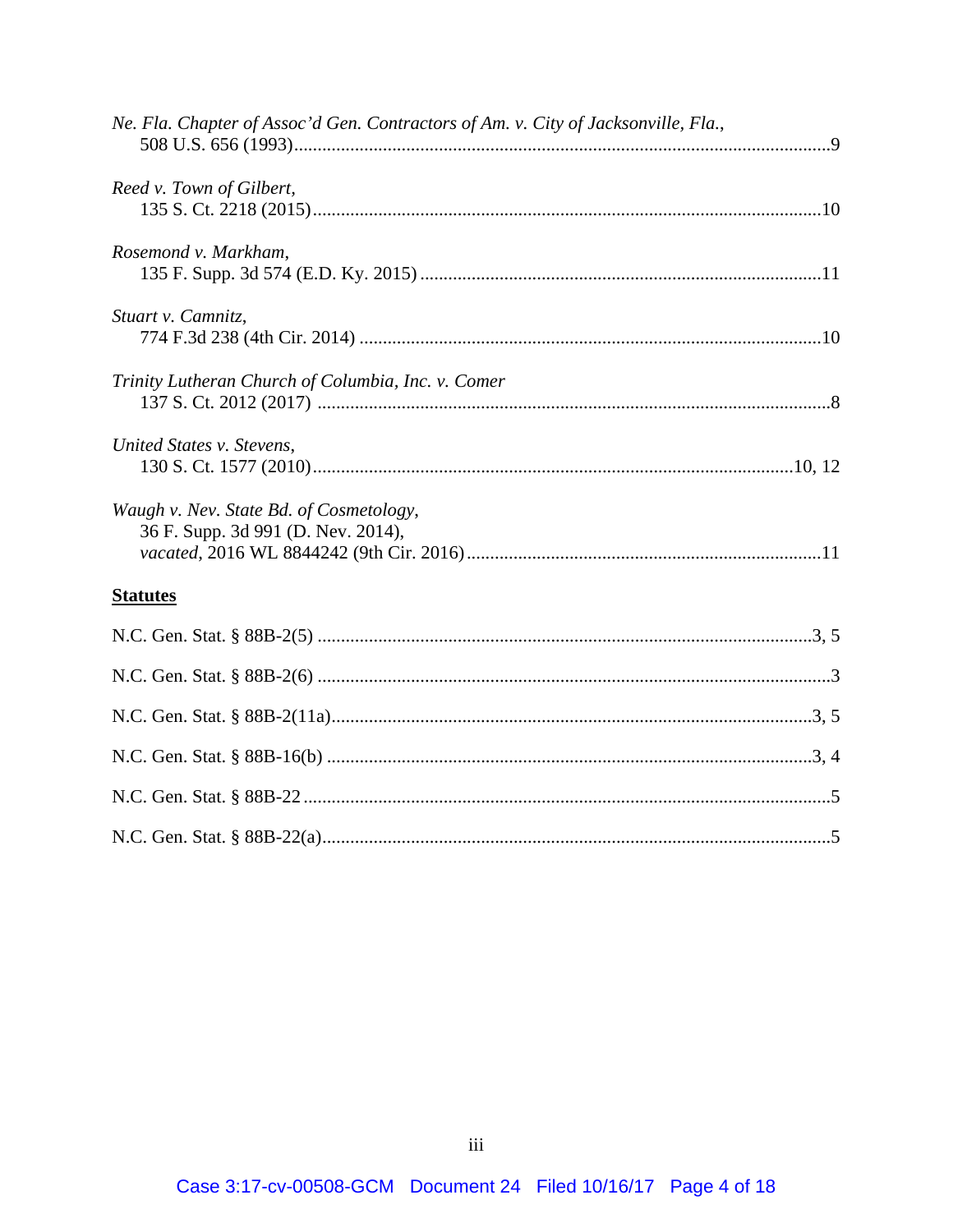*Ne. Fla. Chapter of Assoc'd Gen. Contractors of Am. v. City of Jacksonville, Fla.*,
508 U.S. 656 (1993) ..................................................................................................... 9

*Reed v. Town of Gilbert*,
135 S. Ct. 2218 (2015) ............................................................................................... 10

*Rosemond v. Markham*,
135 F. Supp. 3d 574 (E.D. Ky. 2015) ........................................................................ 11

*Stuart v. Camnitz*,
774 F.3d 238 (4th Cir. 2014) ..................................................................................... 10

*Trinity Lutheran Church of Columbia, Inc. v. Comer*
137 S. Ct. 2012 (2017) ................................................................................................. 8

*United States v. Stevens*,
130 S. Ct. 1577 (2010) ......................................................................................... 10, 12

*Waugh v. Nev. State Bd. of Cosmetology*,
36 F. Supp. 3d 991 (D. Nev. 2014),
*vacated*, 2016 WL 8844242 (9th Cir. 2016) ............................................................. 11

**Statutes**

N.C. Gen. Stat. § 88B-2(5) ........................................................................................... 3, 5

N.C. Gen. Stat. § 88B-2(6) ............................................................................................... 3

N.C. Gen. Stat. § 88B-2(11a) ......................................................................................... 3, 5

N.C. Gen. Stat. § 88B-16(b) .......................................................................................... 3, 4

N.C. Gen. Stat. § 88B-22 ................................................................................................... 5

N.C. Gen. Stat. § 88B-22(a) ............................................................................................... 5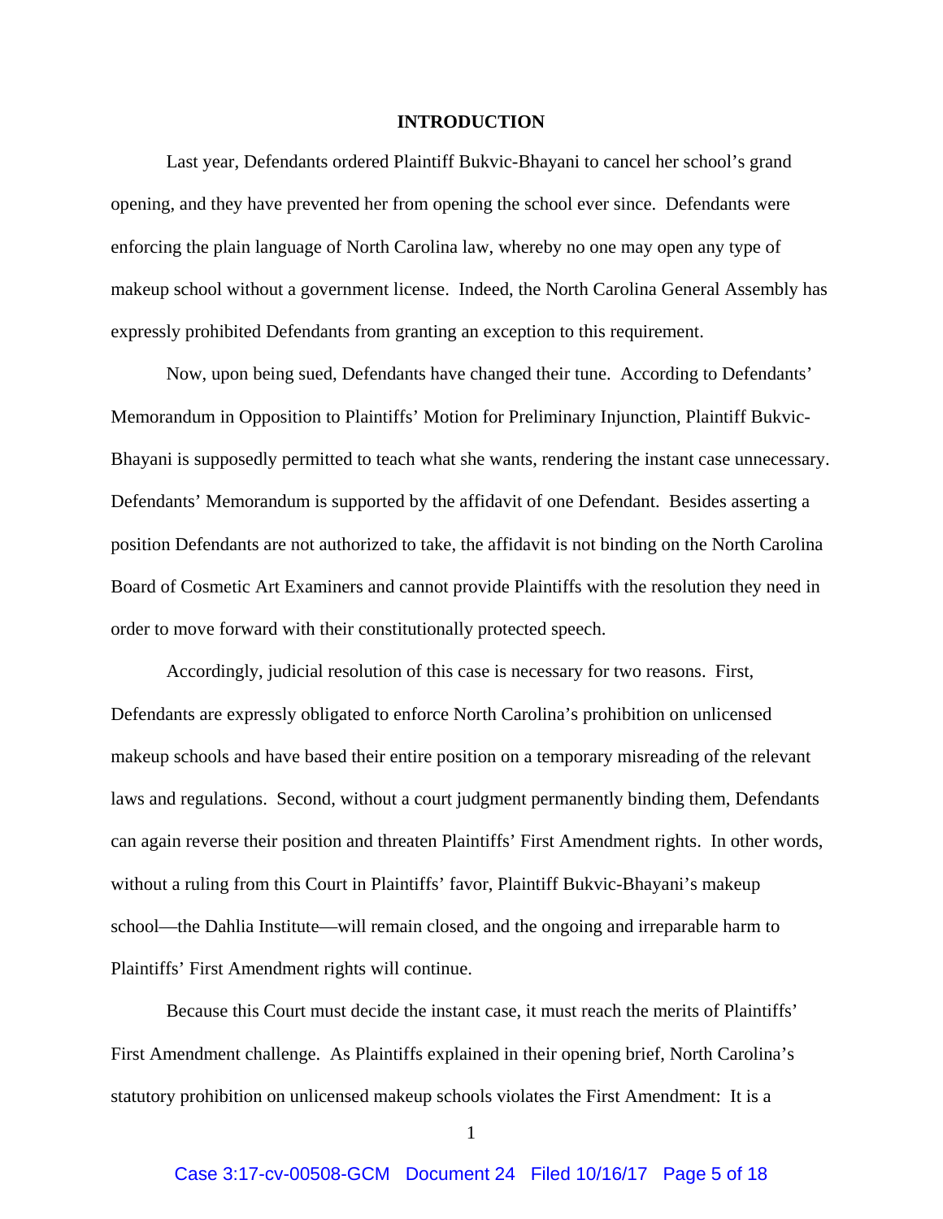## INTRODUCTION

Last year, Defendants ordered Plaintiff Bukvic-Bhayani to cancel her school's grand opening, and they have prevented her from opening the school ever since. Defendants were enforcing the plain language of North Carolina law, whereby no one may open any type of makeup school without a government license. Indeed, the North Carolina General Assembly has expressly prohibited Defendants from granting an exception to this requirement.

Now, upon being sued, Defendants have changed their tune. According to Defendants' Memorandum in Opposition to Plaintiffs' Motion for Preliminary Injunction, Plaintiff Bukvic-Bhayani is supposedly permitted to teach what she wants, rendering the instant case unnecessary. Defendants' Memorandum is supported by the affidavit of one Defendant. Besides asserting a position Defendants are not authorized to take, the affidavit is not binding on the North Carolina Board of Cosmetic Art Examiners and cannot provide Plaintiffs with the resolution they need in order to move forward with their constitutionally protected speech.

Accordingly, judicial resolution of this case is necessary for two reasons. First, Defendants are expressly obligated to enforce North Carolina's prohibition on unlicensed makeup schools and have based their entire position on a temporary misreading of the relevant laws and regulations. Second, without a court judgment permanently binding them, Defendants can again reverse their position and threaten Plaintiffs' First Amendment rights. In other words, without a ruling from this Court in Plaintiffs' favor, Plaintiff Bukvic-Bhayani's makeup school—the Dahlia Institute—will remain closed, and the ongoing and irreparable harm to Plaintiffs' First Amendment rights will continue.

Because this Court must decide the instant case, it must reach the merits of Plaintiffs' First Amendment challenge. As Plaintiffs explained in their opening brief, North Carolina's statutory prohibition on unlicensed makeup schools violates the First Amendment: It is a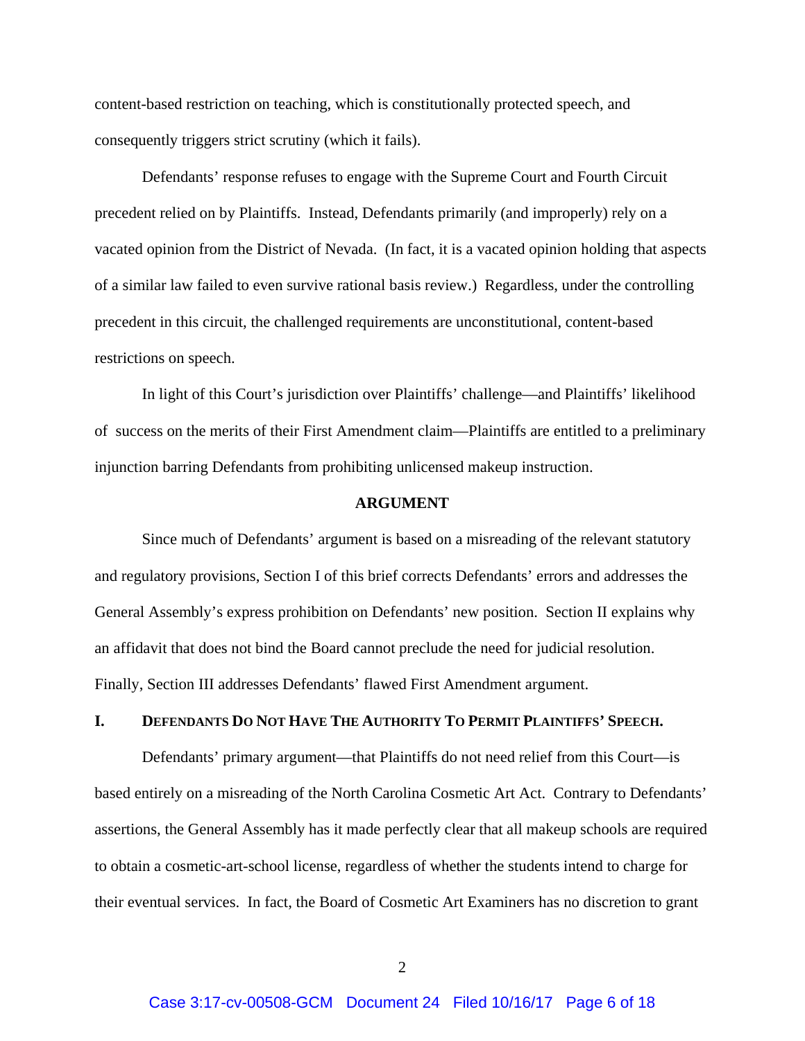content-based restriction on teaching, which is constitutionally protected speech, and consequently triggers strict scrutiny (which it fails).

Defendants' response refuses to engage with the Supreme Court and Fourth Circuit precedent relied on by Plaintiffs. Instead, Defendants primarily (and improperly) rely on a vacated opinion from the District of Nevada. (In fact, it is a vacated opinion holding that aspects of a similar law failed to even survive rational basis review.) Regardless, under the controlling precedent in this circuit, the challenged requirements are unconstitutional, content-based restrictions on speech.

In light of this Court's jurisdiction over Plaintiffs' challenge—and Plaintiffs' likelihood of success on the merits of their First Amendment claim—Plaintiffs are entitled to a preliminary injunction barring Defendants from prohibiting unlicensed makeup instruction.

## ARGUMENT

Since much of Defendants' argument is based on a misreading of the relevant statutory and regulatory provisions, Section I of this brief corrects Defendants' errors and addresses the General Assembly's express prohibition on Defendants' new position. Section II explains why an affidavit that does not bind the Board cannot preclude the need for judicial resolution. Finally, Section III addresses Defendants' flawed First Amendment argument.

### I. DEFENDANTS DO NOT HAVE THE AUTHORITY TO PERMIT PLAINTIFFS' SPEECH.

Defendants' primary argument—that Plaintiffs do not need relief from this Court—is based entirely on a misreading of the North Carolina Cosmetic Art Act. Contrary to Defendants' assertions, the General Assembly has it made perfectly clear that all makeup schools are required to obtain a cosmetic-art-school license, regardless of whether the students intend to charge for their eventual services. In fact, the Board of Cosmetic Art Examiners has no discretion to grant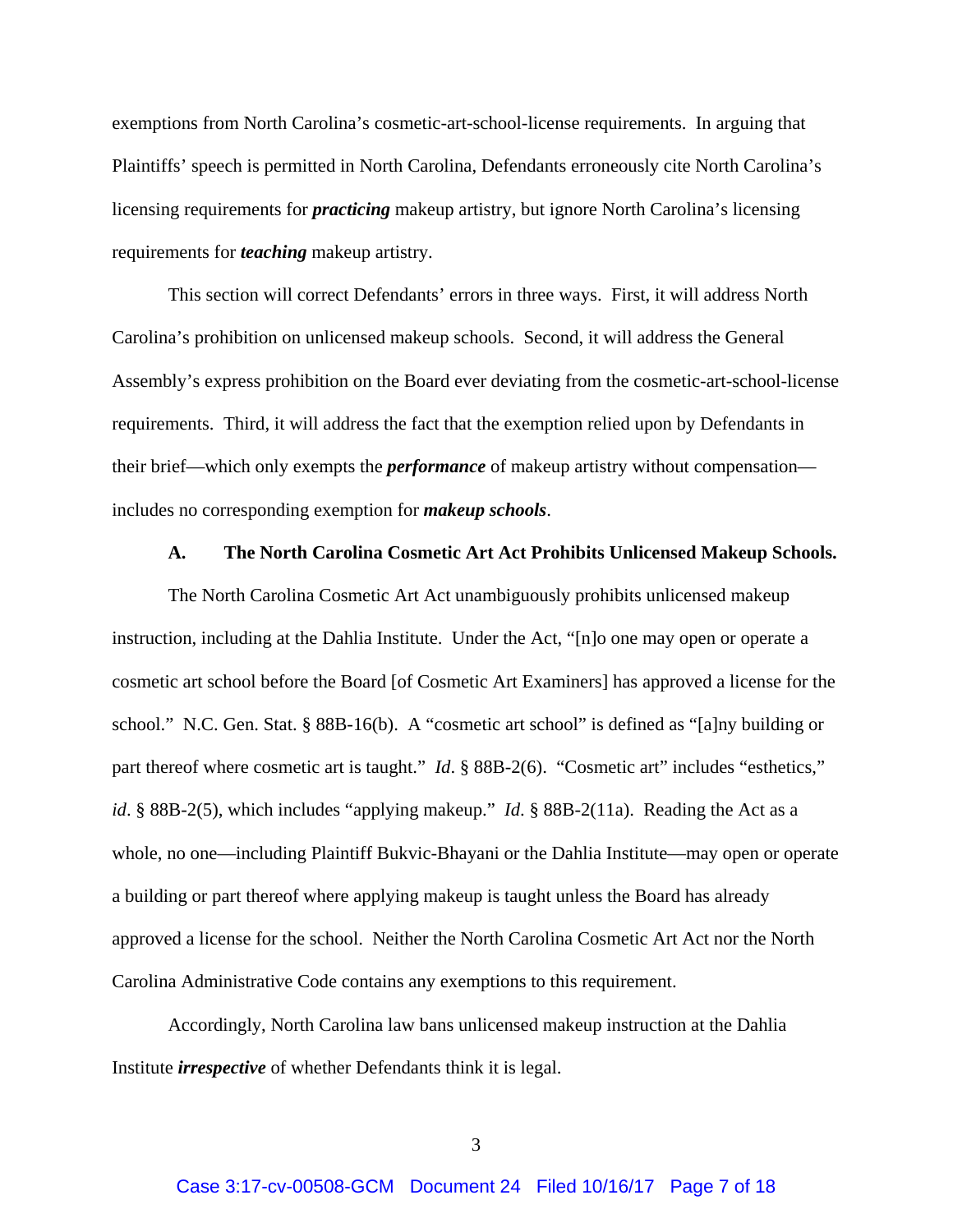exemptions from North Carolina's cosmetic-art-school-license requirements. In arguing that Plaintiffs' speech is permitted in North Carolina, Defendants erroneously cite North Carolina's licensing requirements for ***practicing*** makeup artistry, but ignore North Carolina's licensing requirements for ***teaching*** makeup artistry.

This section will correct Defendants' errors in three ways. First, it will address North Carolina's prohibition on unlicensed makeup schools. Second, it will address the General Assembly's express prohibition on the Board ever deviating from the cosmetic-art-school-license requirements. Third, it will address the fact that the exemption relied upon by Defendants in their brief—which only exempts the ***performance*** of makeup artistry without compensation—includes no corresponding exemption for ***makeup schools***.

### A. The North Carolina Cosmetic Art Act Prohibits Unlicensed Makeup Schools.

The North Carolina Cosmetic Art Act unambiguously prohibits unlicensed makeup instruction, including at the Dahlia Institute. Under the Act, "[n]o one may open or operate a cosmetic art school before the Board [of Cosmetic Art Examiners] has approved a license for the school." N.C. Gen. Stat. § 88B-16(b). A "cosmetic art school" is defined as "[a]ny building or part thereof where cosmetic art is taught." *Id*. § 88B-2(6). "Cosmetic art" includes "esthetics," *id*. § 88B-2(5), which includes "applying makeup." *Id*. § 88B-2(11a). Reading the Act as a whole, no one—including Plaintiff Bukvic-Bhayani or the Dahlia Institute—may open or operate a building or part thereof where applying makeup is taught unless the Board has already approved a license for the school. Neither the North Carolina Cosmetic Art Act nor the North Carolina Administrative Code contains any exemptions to this requirement.

Accordingly, North Carolina law bans unlicensed makeup instruction at the Dahlia Institute ***irrespective*** of whether Defendants think it is legal.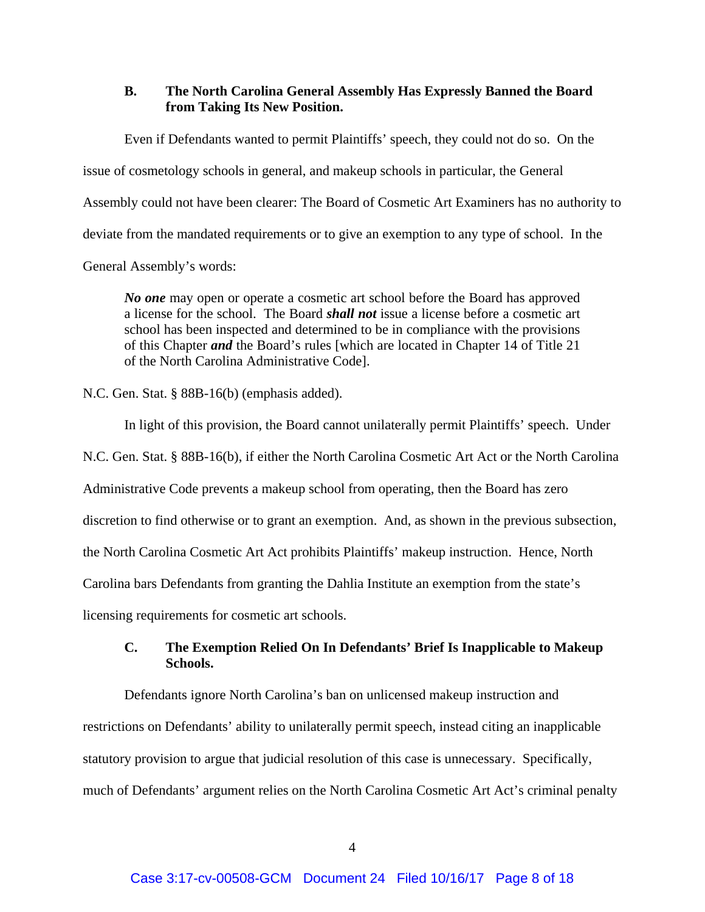### B. The North Carolina General Assembly Has Expressly Banned the Board from Taking Its New Position.

Even if Defendants wanted to permit Plaintiffs' speech, they could not do so. On the issue of cosmetology schools in general, and makeup schools in particular, the General Assembly could not have been clearer: The Board of Cosmetic Art Examiners has no authority to deviate from the mandated requirements or to give an exemption to any type of school. In the General Assembly's words:

> ***No one*** may open or operate a cosmetic art school before the Board has approved a license for the school. The Board ***shall not*** issue a license before a cosmetic art school has been inspected and determined to be in compliance with the provisions of this Chapter ***and*** the Board's rules [which are located in Chapter 14 of Title 21 of the North Carolina Administrative Code].

N.C. Gen. Stat. § 88B-16(b) (emphasis added).

In light of this provision, the Board cannot unilaterally permit Plaintiffs' speech. Under N.C. Gen. Stat. § 88B-16(b), if either the North Carolina Cosmetic Art Act or the North Carolina Administrative Code prevents a makeup school from operating, then the Board has zero discretion to find otherwise or to grant an exemption. And, as shown in the previous subsection, the North Carolina Cosmetic Art Act prohibits Plaintiffs' makeup instruction. Hence, North Carolina bars Defendants from granting the Dahlia Institute an exemption from the state's licensing requirements for cosmetic art schools.

### C. The Exemption Relied On In Defendants' Brief Is Inapplicable to Makeup Schools.

Defendants ignore North Carolina's ban on unlicensed makeup instruction and restrictions on Defendants' ability to unilaterally permit speech, instead citing an inapplicable statutory provision to argue that judicial resolution of this case is unnecessary. Specifically, much of Defendants' argument relies on the North Carolina Cosmetic Art Act's criminal penalty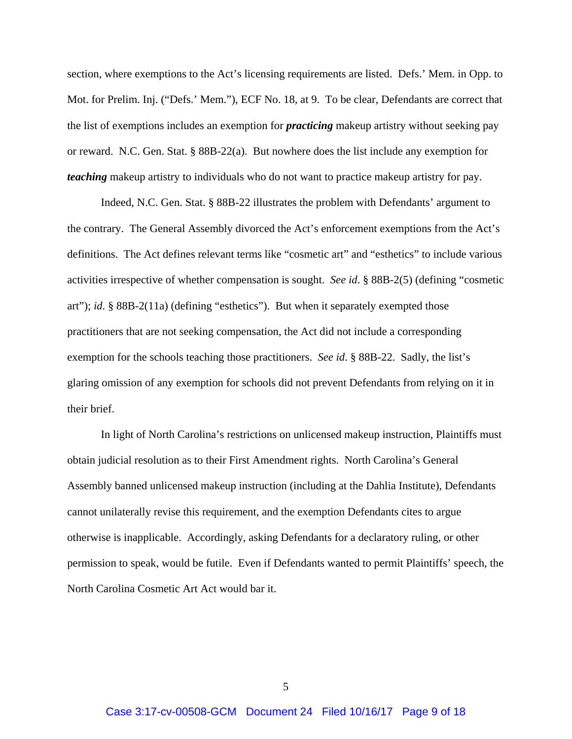section, where exemptions to the Act's licensing requirements are listed. Defs.' Mem. in Opp. to Mot. for Prelim. Inj. ("Defs.' Mem."), ECF No. 18, at 9. To be clear, Defendants are correct that the list of exemptions includes an exemption for ***practicing*** makeup artistry without seeking pay or reward. N.C. Gen. Stat. § 88B-22(a). But nowhere does the list include any exemption for ***teaching*** makeup artistry to individuals who do not want to practice makeup artistry for pay.

Indeed, N.C. Gen. Stat. § 88B-22 illustrates the problem with Defendants' argument to the contrary. The General Assembly divorced the Act's enforcement exemptions from the Act's definitions. The Act defines relevant terms like "cosmetic art" and "esthetics" to include various activities irrespective of whether compensation is sought. *See id*. § 88B-2(5) (defining "cosmetic art"); *id.* § 88B-2(11a) (defining "esthetics"). But when it separately exempted those practitioners that are not seeking compensation, the Act did not include a corresponding exemption for the schools teaching those practitioners. *See id*. § 88B-22. Sadly, the list's glaring omission of any exemption for schools did not prevent Defendants from relying on it in their brief.

In light of North Carolina's restrictions on unlicensed makeup instruction, Plaintiffs must obtain judicial resolution as to their First Amendment rights. North Carolina's General Assembly banned unlicensed makeup instruction (including at the Dahlia Institute), Defendants cannot unilaterally revise this requirement, and the exemption Defendants cites to argue otherwise is inapplicable. Accordingly, asking Defendants for a declaratory ruling, or other permission to speak, would be futile. Even if Defendants wanted to permit Plaintiffs' speech, the North Carolina Cosmetic Art Act would bar it.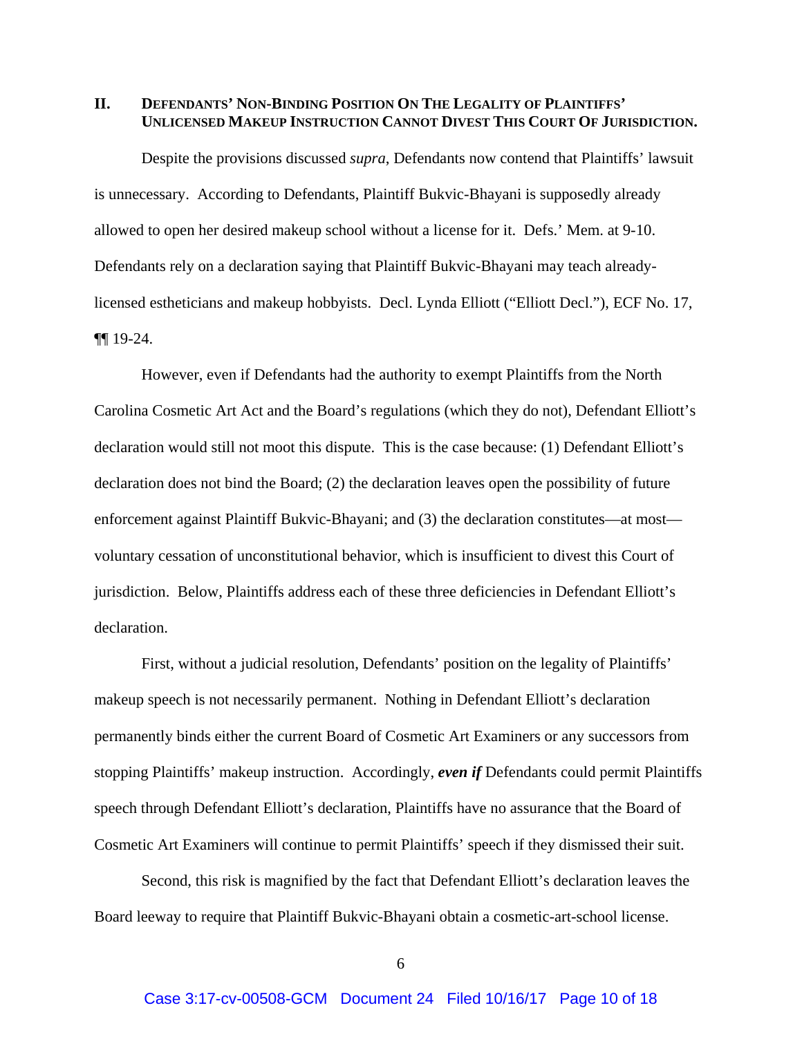## II. DEFENDANTS' NON-BINDING POSITION ON THE LEGALITY OF PLAINTIFFS' UNLICENSED MAKEUP INSTRUCTION CANNOT DIVEST THIS COURT OF JURISDICTION.

Despite the provisions discussed *supra*, Defendants now contend that Plaintiffs' lawsuit is unnecessary. According to Defendants, Plaintiff Bukvic-Bhayani is supposedly already allowed to open her desired makeup school without a license for it. Defs.' Mem. at 9-10. Defendants rely on a declaration saying that Plaintiff Bukvic-Bhayani may teach already-licensed estheticians and makeup hobbyists. Decl. Lynda Elliott ("Elliott Decl."), ECF No. 17, ¶¶ 19-24.

However, even if Defendants had the authority to exempt Plaintiffs from the North Carolina Cosmetic Art Act and the Board's regulations (which they do not), Defendant Elliott's declaration would still not moot this dispute. This is the case because: (1) Defendant Elliott's declaration does not bind the Board; (2) the declaration leaves open the possibility of future enforcement against Plaintiff Bukvic-Bhayani; and (3) the declaration constitutes—at most—voluntary cessation of unconstitutional behavior, which is insufficient to divest this Court of jurisdiction. Below, Plaintiffs address each of these three deficiencies in Defendant Elliott's declaration.

First, without a judicial resolution, Defendants' position on the legality of Plaintiffs' makeup speech is not necessarily permanent. Nothing in Defendant Elliott's declaration permanently binds either the current Board of Cosmetic Art Examiners or any successors from stopping Plaintiffs' makeup instruction. Accordingly, ***even if*** Defendants could permit Plaintiffs speech through Defendant Elliott's declaration, Plaintiffs have no assurance that the Board of Cosmetic Art Examiners will continue to permit Plaintiffs' speech if they dismissed their suit.

Second, this risk is magnified by the fact that Defendant Elliott's declaration leaves the Board leeway to require that Plaintiff Bukvic-Bhayani obtain a cosmetic-art-school license.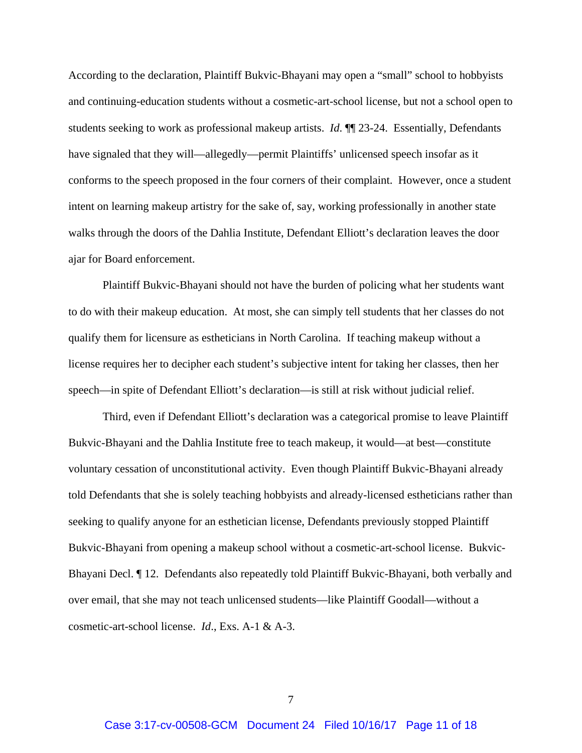According to the declaration, Plaintiff Bukvic-Bhayani may open a "small" school to hobbyists and continuing-education students without a cosmetic-art-school license, but not a school open to students seeking to work as professional makeup artists. *Id*. ¶¶ 23-24. Essentially, Defendants have signaled that they will—allegedly—permit Plaintiffs' unlicensed speech insofar as it conforms to the speech proposed in the four corners of their complaint. However, once a student intent on learning makeup artistry for the sake of, say, working professionally in another state walks through the doors of the Dahlia Institute, Defendant Elliott's declaration leaves the door ajar for Board enforcement.

Plaintiff Bukvic-Bhayani should not have the burden of policing what her students want to do with their makeup education. At most, she can simply tell students that her classes do not qualify them for licensure as estheticians in North Carolina. If teaching makeup without a license requires her to decipher each student's subjective intent for taking her classes, then her speech—in spite of Defendant Elliott's declaration—is still at risk without judicial relief.

Third, even if Defendant Elliott's declaration was a categorical promise to leave Plaintiff Bukvic-Bhayani and the Dahlia Institute free to teach makeup, it would—at best—constitute voluntary cessation of unconstitutional activity. Even though Plaintiff Bukvic-Bhayani already told Defendants that she is solely teaching hobbyists and already-licensed estheticians rather than seeking to qualify anyone for an esthetician license, Defendants previously stopped Plaintiff Bukvic-Bhayani from opening a makeup school without a cosmetic-art-school license. Bukvic-Bhayani Decl. ¶ 12. Defendants also repeatedly told Plaintiff Bukvic-Bhayani, both verbally and over email, that she may not teach unlicensed students—like Plaintiff Goodall—without a cosmetic-art-school license. *Id*., Exs. A-1 & A-3.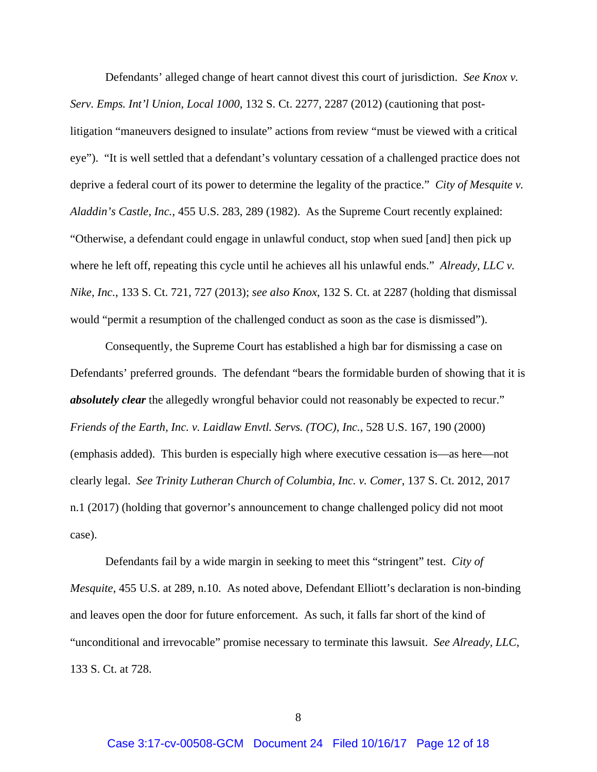Defendants' alleged change of heart cannot divest this court of jurisdiction. *See Knox v. Serv. Emps. Int'l Union, Local 1000*, 132 S. Ct. 2277, 2287 (2012) (cautioning that post-litigation "maneuvers designed to insulate" actions from review "must be viewed with a critical eye"). "It is well settled that a defendant's voluntary cessation of a challenged practice does not deprive a federal court of its power to determine the legality of the practice." *City of Mesquite v. Aladdin's Castle, Inc.*, 455 U.S. 283, 289 (1982). As the Supreme Court recently explained: "Otherwise, a defendant could engage in unlawful conduct, stop when sued [and] then pick up where he left off, repeating this cycle until he achieves all his unlawful ends." *Already, LLC v. Nike, Inc.*, 133 S. Ct. 721, 727 (2013); *see also Knox*, 132 S. Ct. at 2287 (holding that dismissal would "permit a resumption of the challenged conduct as soon as the case is dismissed").

Consequently, the Supreme Court has established a high bar for dismissing a case on Defendants' preferred grounds. The defendant "bears the formidable burden of showing that it is ***absolutely clear*** the allegedly wrongful behavior could not reasonably be expected to recur." *Friends of the Earth, Inc. v. Laidlaw Envtl. Servs. (TOC), Inc.*, 528 U.S. 167, 190 (2000) (emphasis added). This burden is especially high where executive cessation is—as here—not clearly legal. *See Trinity Lutheran Church of Columbia, Inc. v. Comer*, 137 S. Ct. 2012, 2017 n.1 (2017) (holding that governor's announcement to change challenged policy did not moot case).

Defendants fail by a wide margin in seeking to meet this "stringent" test. *City of Mesquite*, 455 U.S. at 289, n.10. As noted above, Defendant Elliott's declaration is non-binding and leaves open the door for future enforcement. As such, it falls far short of the kind of "unconditional and irrevocable" promise necessary to terminate this lawsuit. *See Already, LLC*, 133 S. Ct. at 728.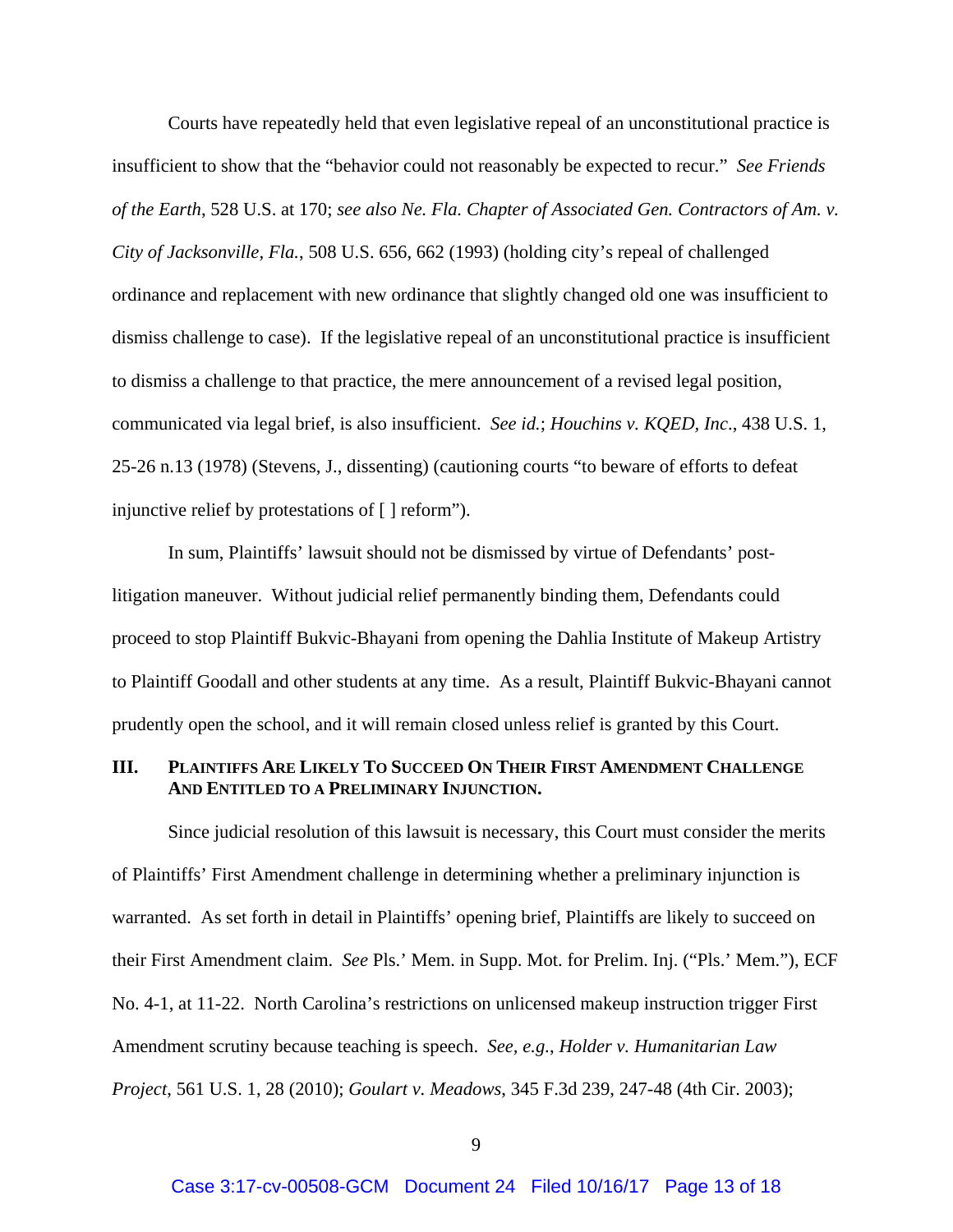Courts have repeatedly held that even legislative repeal of an unconstitutional practice is insufficient to show that the "behavior could not reasonably be expected to recur." *See Friends of the Earth*, 528 U.S. at 170; *see also Ne. Fla. Chapter of Associated Gen. Contractors of Am. v. City of Jacksonville, Fla.*, 508 U.S. 656, 662 (1993) (holding city's repeal of challenged ordinance and replacement with new ordinance that slightly changed old one was insufficient to dismiss challenge to case). If the legislative repeal of an unconstitutional practice is insufficient to dismiss a challenge to that practice, the mere announcement of a revised legal position, communicated via legal brief, is also insufficient. *See id.*; *Houchins v. KQED, Inc.*, 438 U.S. 1, 25-26 n.13 (1978) (Stevens, J., dissenting) (cautioning courts "to beware of efforts to defeat injunctive relief by protestations of [ ] reform").

In sum, Plaintiffs' lawsuit should not be dismissed by virtue of Defendants' post-litigation maneuver. Without judicial relief permanently binding them, Defendants could proceed to stop Plaintiff Bukvic-Bhayani from opening the Dahlia Institute of Makeup Artistry to Plaintiff Goodall and other students at any time. As a result, Plaintiff Bukvic-Bhayani cannot prudently open the school, and it will remain closed unless relief is granted by this Court.

## III. PLAINTIFFS ARE LIKELY TO SUCCEED ON THEIR FIRST AMENDMENT CHALLENGE AND ENTITLED TO A PRELIMINARY INJUNCTION.

Since judicial resolution of this lawsuit is necessary, this Court must consider the merits of Plaintiffs' First Amendment challenge in determining whether a preliminary injunction is warranted. As set forth in detail in Plaintiffs' opening brief, Plaintiffs are likely to succeed on their First Amendment claim. *See* Pls.' Mem. in Supp. Mot. for Prelim. Inj. ("Pls.' Mem."), ECF No. 4-1, at 11-22. North Carolina's restrictions on unlicensed makeup instruction trigger First Amendment scrutiny because teaching is speech. *See, e.g.*, *Holder v. Humanitarian Law Project*, 561 U.S. 1, 28 (2010); *Goulart v. Meadows*, 345 F.3d 239, 247-48 (4th Cir. 2003);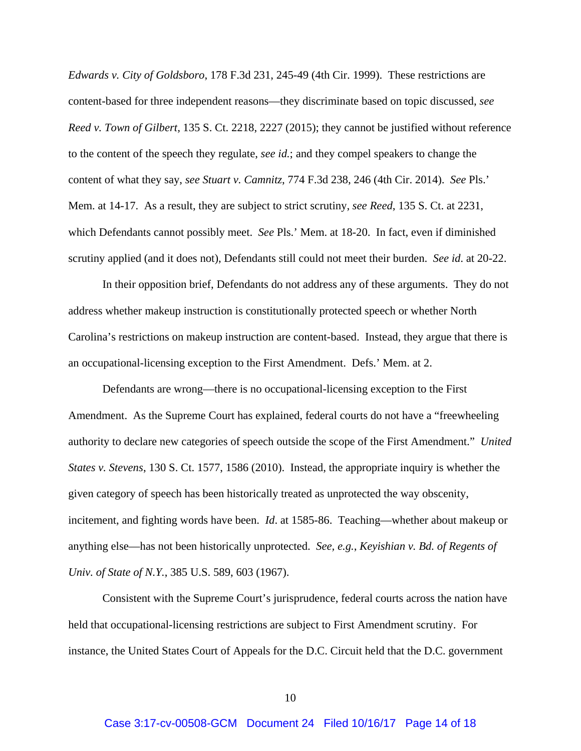*Edwards v. City of Goldsboro*, 178 F.3d 231, 245-49 (4th Cir. 1999). These restrictions are content-based for three independent reasons—they discriminate based on topic discussed, *see Reed v. Town of Gilbert*, 135 S. Ct. 2218, 2227 (2015); they cannot be justified without reference to the content of the speech they regulate, *see id.*; and they compel speakers to change the content of what they say, *see Stuart v. Camnitz*, 774 F.3d 238, 246 (4th Cir. 2014). *See* Pls.' Mem. at 14-17. As a result, they are subject to strict scrutiny, *see Reed*, 135 S. Ct. at 2231, which Defendants cannot possibly meet. *See* Pls.' Mem. at 18-20. In fact, even if diminished scrutiny applied (and it does not), Defendants still could not meet their burden. *See id*. at 20-22.

In their opposition brief, Defendants do not address any of these arguments. They do not address whether makeup instruction is constitutionally protected speech or whether North Carolina's restrictions on makeup instruction are content-based. Instead, they argue that there is an occupational-licensing exception to the First Amendment. Defs.' Mem. at 2.

Defendants are wrong—there is no occupational-licensing exception to the First Amendment. As the Supreme Court has explained, federal courts do not have a "freewheeling authority to declare new categories of speech outside the scope of the First Amendment." *United States v. Stevens*, 130 S. Ct. 1577, 1586 (2010). Instead, the appropriate inquiry is whether the given category of speech has been historically treated as unprotected the way obscenity, incitement, and fighting words have been. *Id*. at 1585-86. Teaching—whether about makeup or anything else—has not been historically unprotected. *See, e.g.*, *Keyishian v. Bd. of Regents of Univ. of State of N.Y.*, 385 U.S. 589, 603 (1967).

Consistent with the Supreme Court's jurisprudence, federal courts across the nation have held that occupational-licensing restrictions are subject to First Amendment scrutiny. For instance, the United States Court of Appeals for the D.C. Circuit held that the D.C. government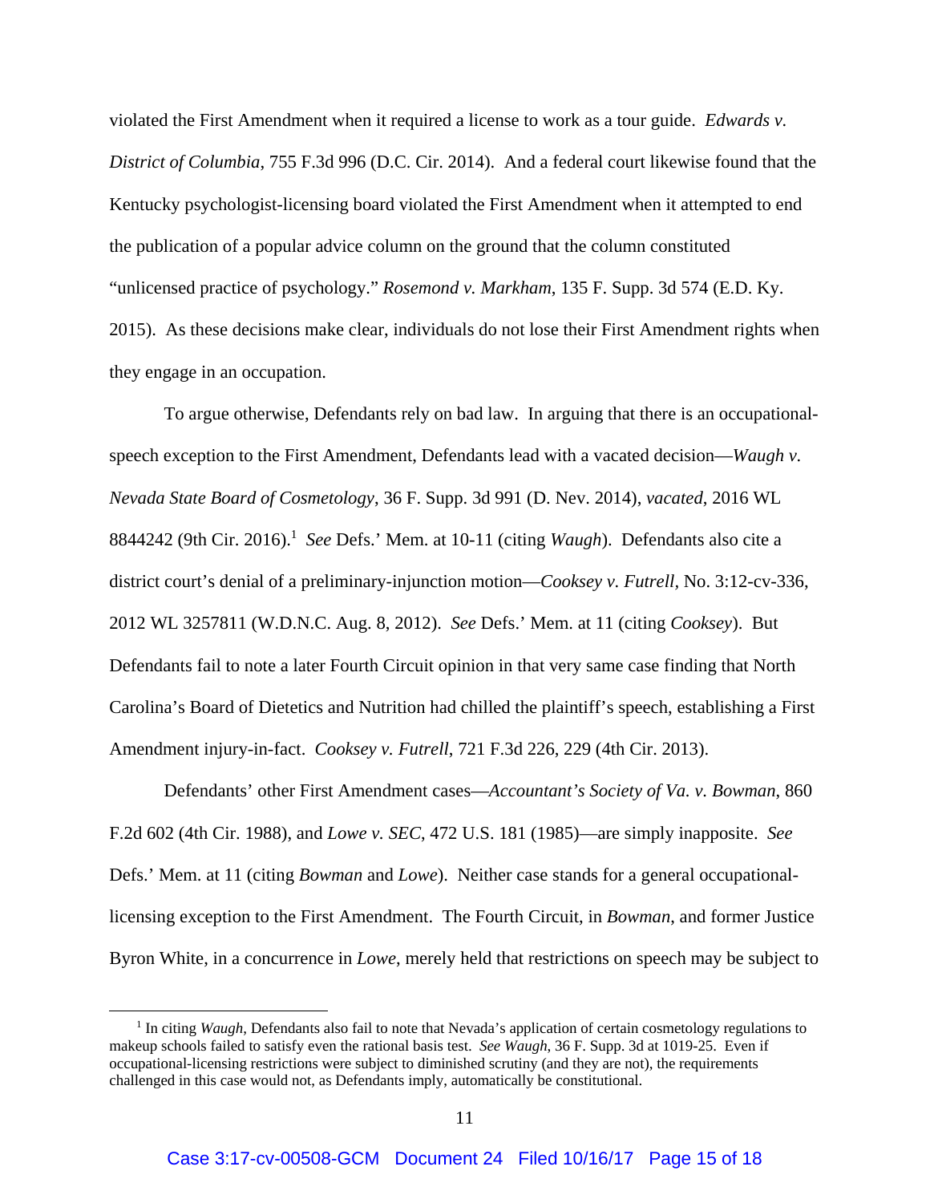violated the First Amendment when it required a license to work as a tour guide. *Edwards v. District of Columbia*, 755 F.3d 996 (D.C. Cir. 2014). And a federal court likewise found that the Kentucky psychologist-licensing board violated the First Amendment when it attempted to end the publication of a popular advice column on the ground that the column constituted "unlicensed practice of psychology." *Rosemond v. Markham*, 135 F. Supp. 3d 574 (E.D. Ky. 2015). As these decisions make clear, individuals do not lose their First Amendment rights when they engage in an occupation.

To argue otherwise, Defendants rely on bad law. In arguing that there is an occupational-speech exception to the First Amendment, Defendants lead with a vacated decision—*Waugh v. Nevada State Board of Cosmetology*, 36 F. Supp. 3d 991 (D. Nev. 2014), *vacated*, 2016 WL 8844242 (9th Cir. 2016).[1] *See* Defs.' Mem. at 10-11 (citing *Waugh*). Defendants also cite a district court's denial of a preliminary-injunction motion—*Cooksey v. Futrell*, No. 3:12-cv-336, 2012 WL 3257811 (W.D.N.C. Aug. 8, 2012). *See* Defs.' Mem. at 11 (citing *Cooksey*). But Defendants fail to note a later Fourth Circuit opinion in that very same case finding that North Carolina's Board of Dietetics and Nutrition had chilled the plaintiff's speech, establishing a First Amendment injury-in-fact. *Cooksey v. Futrell*, 721 F.3d 226, 229 (4th Cir. 2013).

Defendants' other First Amendment cases—*Accountant's Society of Va. v. Bowman*, 860 F.2d 602 (4th Cir. 1988), and *Lowe v. SEC*, 472 U.S. 181 (1985)—are simply inapposite. *See* Defs.' Mem. at 11 (citing *Bowman* and *Lowe*). Neither case stands for a general occupational-licensing exception to the First Amendment. The Fourth Circuit, in *Bowman*, and former Justice Byron White, in a concurrence in *Lowe*, merely held that restrictions on speech may be subject to

---

[1] In citing *Waugh*, Defendants also fail to note that Nevada's application of certain cosmetology regulations to makeup schools failed to satisfy even the rational basis test. *See Waugh*, 36 F. Supp. 3d at 1019-25. Even if occupational-licensing restrictions were subject to diminished scrutiny (and they are not), the requirements challenged in this case would not, as Defendants imply, automatically be constitutional.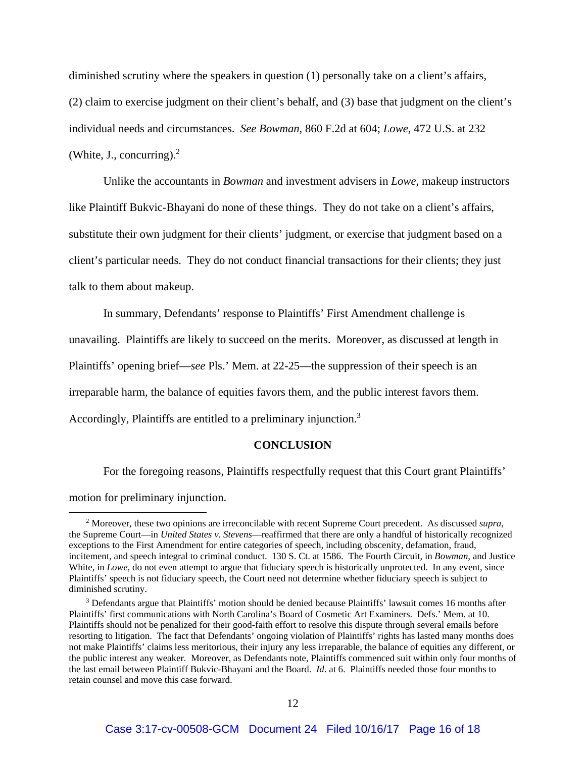diminished scrutiny where the speakers in question (1) personally take on a client's affairs, (2) claim to exercise judgment on their client's behalf, and (3) base that judgment on the client's individual needs and circumstances. *See Bowman*, 860 F.2d at 604; *Lowe*, 472 U.S. at 232 (White, J., concurring).[2]

Unlike the accountants in *Bowman* and investment advisers in *Lowe*, makeup instructors like Plaintiff Bukvic-Bhayani do none of these things. They do not take on a client's affairs, substitute their own judgment for their clients' judgment, or exercise that judgment based on a client's particular needs. They do not conduct financial transactions for their clients; they just talk to them about makeup.

In summary, Defendants' response to Plaintiffs' First Amendment challenge is unavailing. Plaintiffs are likely to succeed on the merits. Moreover, as discussed at length in Plaintiffs' opening brief—*see* Pls.' Mem. at 22-25—the suppression of their speech is an irreparable harm, the balance of equities favors them, and the public interest favors them. Accordingly, Plaintiffs are entitled to a preliminary injunction.[3]

**CONCLUSION**

For the foregoing reasons, Plaintiffs respectfully request that this Court grant Plaintiffs' motion for preliminary injunction.

---

[2] Moreover, these two opinions are irreconcilable with recent Supreme Court precedent. As discussed *supra*, the Supreme Court—in *United States v. Stevens*—reaffirmed that there are only a handful of historically recognized exceptions to the First Amendment for entire categories of speech, including obscenity, defamation, fraud, incitement, and speech integral to criminal conduct. 130 S. Ct. at 1586. The Fourth Circuit, in *Bowman*, and Justice White, in *Lowe*, do not even attempt to argue that fiduciary speech is historically unprotected. In any event, since Plaintiffs' speech is not fiduciary speech, the Court need not determine whether fiduciary speech is subject to diminished scrutiny.

[3] Defendants argue that Plaintiffs' motion should be denied because Plaintiffs' lawsuit comes 16 months after Plaintiffs' first communications with North Carolina's Board of Cosmetic Art Examiners. Defs.' Mem. at 10. Plaintiffs should not be penalized for their good-faith effort to resolve this dispute through several emails before resorting to litigation. The fact that Defendants' ongoing violation of Plaintiffs' rights has lasted many months does not make Plaintiffs' claims less meritorious, their injury any less irreparable, the balance of equities any different, or the public interest any weaker. Moreover, as Defendants note, Plaintiffs commenced suit within only four months of the last email between Plaintiff Bukvic-Bhayani and the Board. *Id.* at 6. Plaintiffs needed those four months to retain counsel and move this case forward.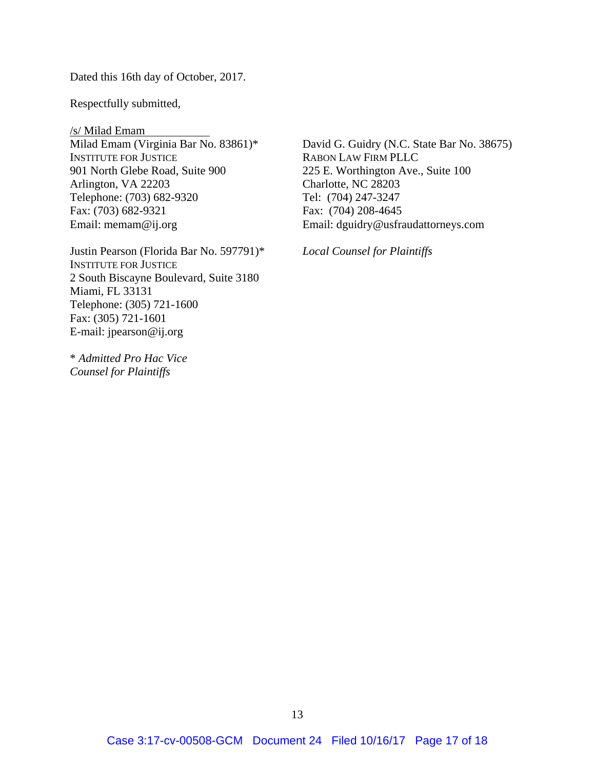Dated this 16th day of October, 2017.

Respectfully submitted,

/s/ Milad Emam
Milad Emam (Virginia Bar No. 83861)*
INSTITUTE FOR JUSTICE
901 North Glebe Road, Suite 900
Arlington, VA 22203
Telephone: (703) 682-9320
Fax: (703) 682-9321
Email: memam@ij.org

Justin Pearson (Florida Bar No. 597791)*
INSTITUTE FOR JUSTICE
2 South Biscayne Boulevard, Suite 3180
Miami, FL 33131
Telephone: (305) 721-1600
Fax: (305) 721-1601
E-mail: jpearson@ij.org

\* *Admitted Pro Hac Vice*
*Counsel for Plaintiffs*

David G. Guidry (N.C. State Bar No. 38675)
RABON LAW FIRM PLLC
225 E. Worthington Ave., Suite 100
Charlotte, NC 28203
Tel: (704) 247-3247
Fax: (704) 208-4645
Email: dguidry@usfraudattorneys.com

*Local Counsel for Plaintiffs*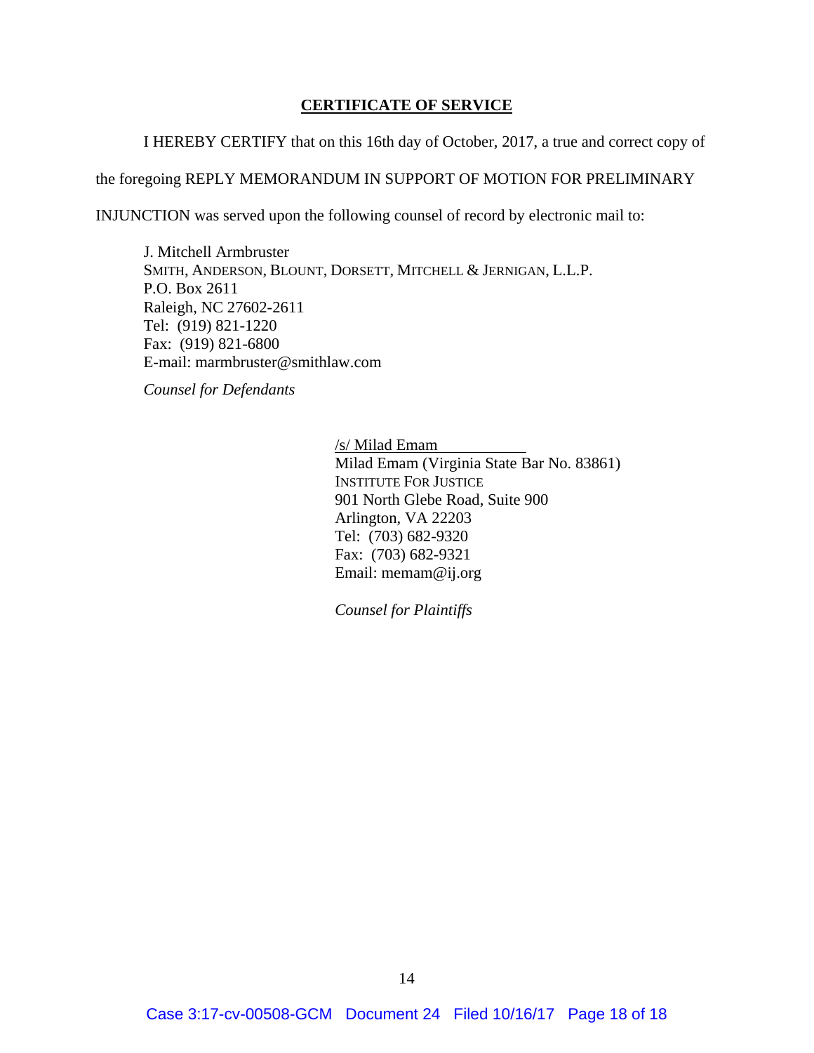## CERTIFICATE OF SERVICE

I HEREBY CERTIFY that on this 16th day of October, 2017, a true and correct copy of the foregoing REPLY MEMORANDUM IN SUPPORT OF MOTION FOR PRELIMINARY INJUNCTION was served upon the following counsel of record by electronic mail to:

J. Mitchell Armbruster
SMITH, ANDERSON, BLOUNT, DORSETT, MITCHELL & JERNIGAN, L.L.P.
P.O. Box 2611
Raleigh, NC 27602-2611
Tel: (919) 821-1220
Fax: (919) 821-6800
E-mail: marmbruster@smithlaw.com

*Counsel for Defendants*

/s/ Milad Emam
Milad Emam (Virginia State Bar No. 83861)
INSTITUTE FOR JUSTICE
901 North Glebe Road, Suite 900
Arlington, VA 22203
Tel: (703) 682-9320
Fax: (703) 682-9321
Email: memam@ij.org

*Counsel for Plaintiffs*